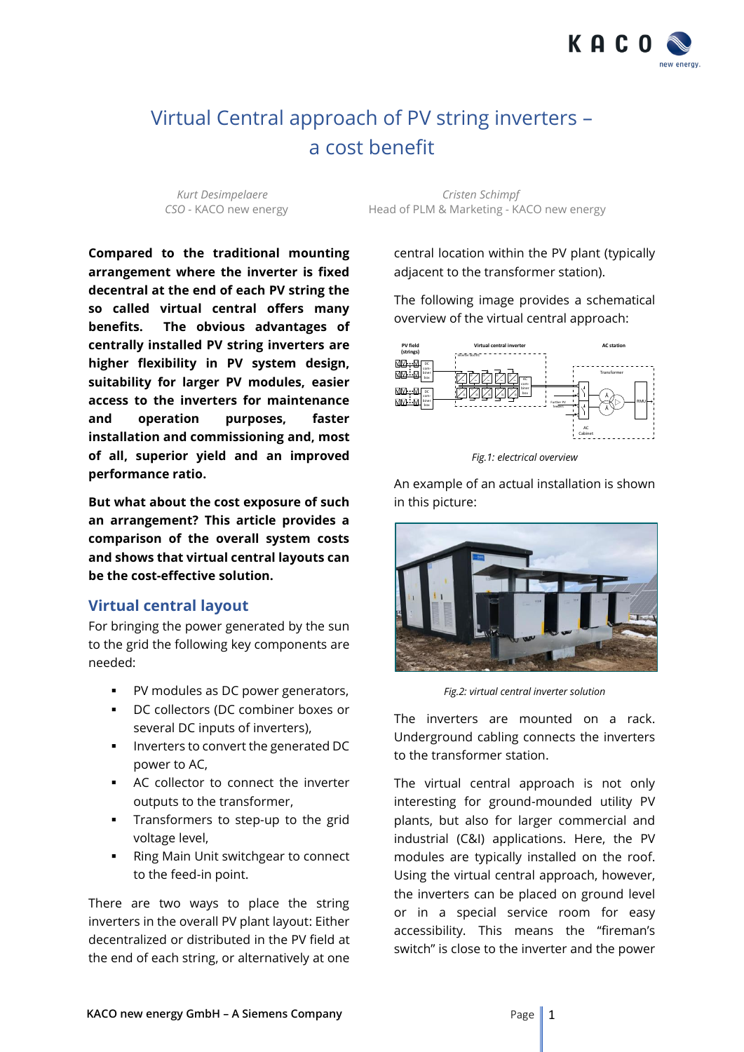# Virtual Central approach of PV string inverters – a cost benefit

*Kurt Desimpelaere*
*CSO* - KACO new energy

*Cristen Schimpf*
Head of PLM & Marketing - KACO new energy

**Compared to the traditional mounting arrangement where the inverter is fixed decentral at the end of each PV string the so called virtual central offers many benefits. The obvious advantages of centrally installed PV string inverters are higher flexibility in PV system design, suitability for larger PV modules, easier access to the inverters for maintenance and operation purposes, faster installation and commissioning and, most of all, superior yield and an improved performance ratio.**

**But what about the cost exposure of such an arrangement? This article provides a comparison of the overall system costs and shows that virtual central layouts can be the cost-effective solution.**

## Virtual central layout

For bringing the power generated by the sun to the grid the following key components are needed:

- PV modules as DC power generators,
- DC collectors (DC combiner boxes or several DC inputs of inverters),
- Inverters to convert the generated DC power to AC,
- AC collector to connect the inverter outputs to the transformer,
- Transformers to step-up to the grid voltage level,
- Ring Main Unit switchgear to connect to the feed-in point.

There are two ways to place the string inverters in the overall PV plant layout: Either decentralized or distributed in the PV field at the end of each string, or alternatively at one central location within the PV plant (typically adjacent to the transformer station).

The following image provides a schematical overview of the virtual central approach:

*Fig.1: electrical overview*

An example of an actual installation is shown in this picture:

*Fig.2: virtual central inverter solution*

The inverters are mounted on a rack. Underground cabling connects the inverters to the transformer station.

The virtual central approach is not only interesting for ground-mounded utility PV plants, but also for larger commercial and industrial (C&I) applications. Here, the PV modules are typically installed on the roof. Using the virtual central approach, however, the inverters can be placed on ground level or in a special service room for easy accessibility. This means the "fireman's switch" is close to the inverter and the power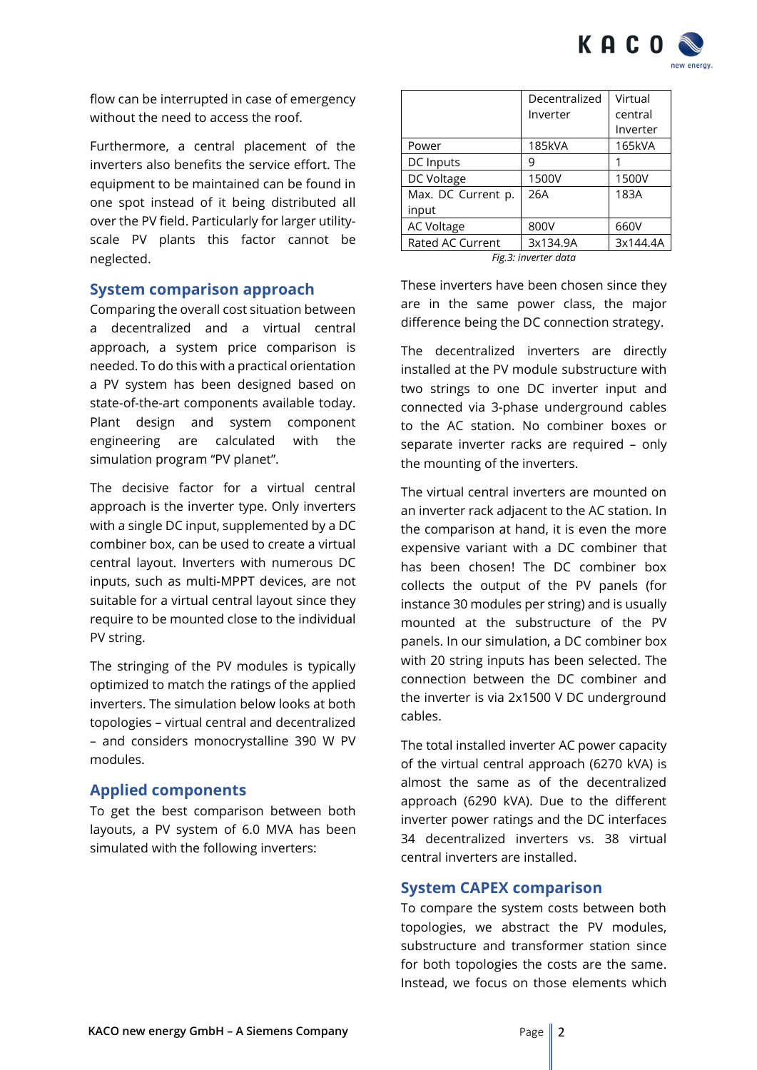flow can be interrupted in case of emergency without the need to access the roof.

Furthermore, a central placement of the inverters also benefits the service effort. The equipment to be maintained can be found in one spot instead of it being distributed all over the PV field. Particularly for larger utility-scale PV plants this factor cannot be neglected.

## System comparison approach

Comparing the overall cost situation between a decentralized and a virtual central approach, a system price comparison is needed. To do this with a practical orientation a PV system has been designed based on state-of-the-art components available today. Plant design and system component engineering are calculated with the simulation program "PV planet".

The decisive factor for a virtual central approach is the inverter type. Only inverters with a single DC input, supplemented by a DC combiner box, can be used to create a virtual central layout. Inverters with numerous DC inputs, such as multi-MPPT devices, are not suitable for a virtual central layout since they require to be mounted close to the individual PV string.

The stringing of the PV modules is typically optimized to match the ratings of the applied inverters. The simulation below looks at both topologies – virtual central and decentralized – and considers monocrystalline 390 W PV modules.

## Applied components

To get the best comparison between both layouts, a PV system of 6.0 MVA has been simulated with the following inverters:

| | Decentralized Inverter | Virtual central Inverter |
|---|---|---|
| Power | 185kVA | 165kVA |
| DC Inputs | 9 | 1 |
| DC Voltage | 1500V | 1500V |
| Max. DC Current p. input | 26A | 183A |
| AC Voltage | 800V | 660V |
| Rated AC Current | 3x134.9A | 3x144.4A |

*Fig.3: inverter data*

These inverters have been chosen since they are in the same power class, the major difference being the DC connection strategy.

The decentralized inverters are directly installed at the PV module substructure with two strings to one DC inverter input and connected via 3-phase underground cables to the AC station. No combiner boxes or separate inverter racks are required – only the mounting of the inverters.

The virtual central inverters are mounted on an inverter rack adjacent to the AC station. In the comparison at hand, it is even the more expensive variant with a DC combiner that has been chosen! The DC combiner box collects the output of the PV panels (for instance 30 modules per string) and is usually mounted at the substructure of the PV panels. In our simulation, a DC combiner box with 20 string inputs has been selected. The connection between the DC combiner and the inverter is via 2x1500 V DC underground cables.

The total installed inverter AC power capacity of the virtual central approach (6270 kVA) is almost the same as of the decentralized approach (6290 kVA). Due to the different inverter power ratings and the DC interfaces 34 decentralized inverters vs. 38 virtual central inverters are installed.

## System CAPEX comparison

To compare the system costs between both topologies, we abstract the PV modules, substructure and transformer station since for both topologies the costs are the same. Instead, we focus on those elements which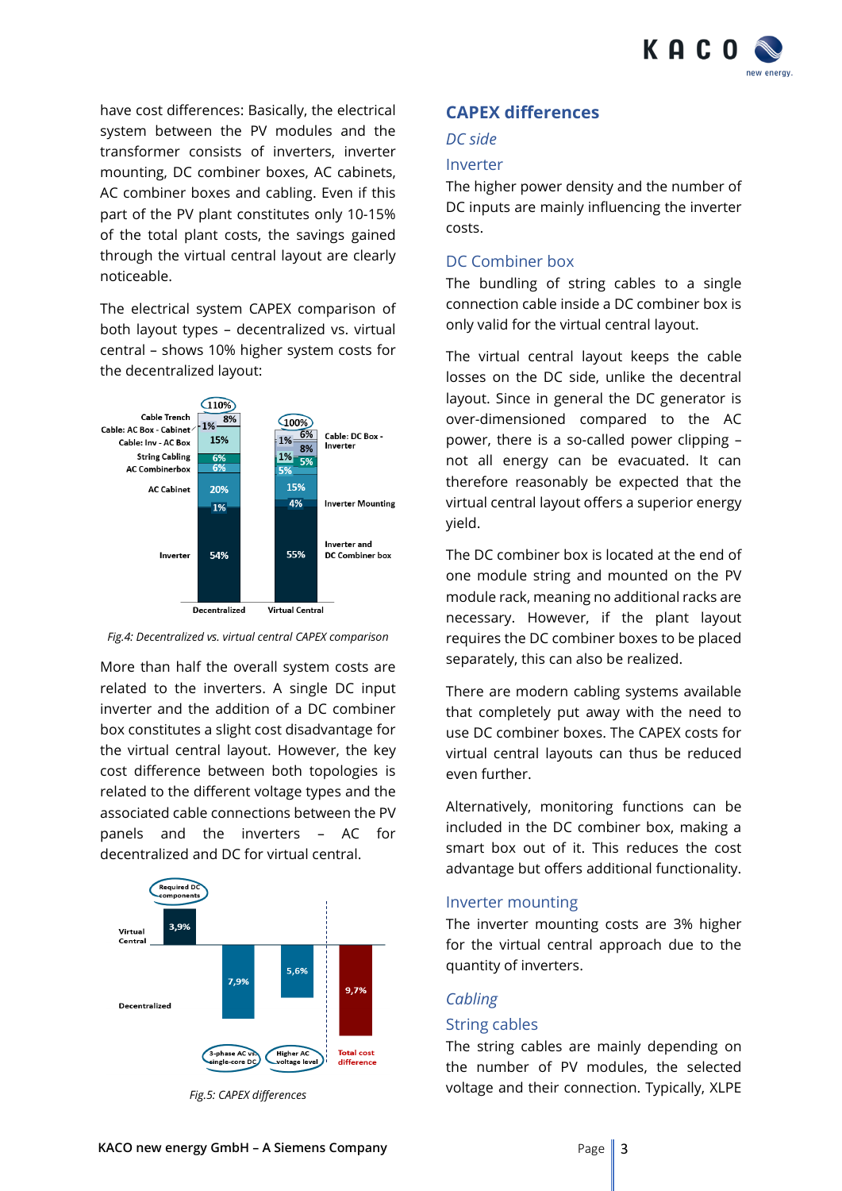have cost differences: Basically, the electrical system between the PV modules and the transformer consists of inverters, inverter mounting, DC combiner boxes, AC cabinets, AC combiner boxes and cabling. Even if this part of the PV plant constitutes only 10-15% of the total plant costs, the savings gained through the virtual central layout are clearly noticeable.

The electrical system CAPEX comparison of both layout types – decentralized vs. virtual central – shows 10% higher system costs for the decentralized layout:

*Fig.4: Decentralized vs. virtual central CAPEX comparison*

More than half the overall system costs are related to the inverters. A single DC input inverter and the addition of a DC combiner box constitutes a slight cost disadvantage for the virtual central layout. However, the key cost difference between both topologies is related to the different voltage types and the associated cable connections between the PV panels and the inverters – AC for decentralized and DC for virtual central.

*Fig.5: CAPEX differences*

## CAPEX differences

### *DC side*

### Inverter

The higher power density and the number of DC inputs are mainly influencing the inverter costs.

### DC Combiner box

The bundling of string cables to a single connection cable inside a DC combiner box is only valid for the virtual central layout.

The virtual central layout keeps the cable losses on the DC side, unlike the decentral layout. Since in general the DC generator is over-dimensioned compared to the AC power, there is a so-called power clipping – not all energy can be evacuated. It can therefore reasonably be expected that the virtual central layout offers a superior energy yield.

The DC combiner box is located at the end of one module string and mounted on the PV module rack, meaning no additional racks are necessary. However, if the plant layout requires the DC combiner boxes to be placed separately, this can also be realized.

There are modern cabling systems available that completely put away with the need to use DC combiner boxes. The CAPEX costs for virtual central layouts can thus be reduced even further.

Alternatively, monitoring functions can be included in the DC combiner box, making a smart box out of it. This reduces the cost advantage but offers additional functionality.

### Inverter mounting

The inverter mounting costs are 3% higher for the virtual central approach due to the quantity of inverters.

### *Cabling*

### String cables

The string cables are mainly depending on the number of PV modules, the selected voltage and their connection. Typically, XLPE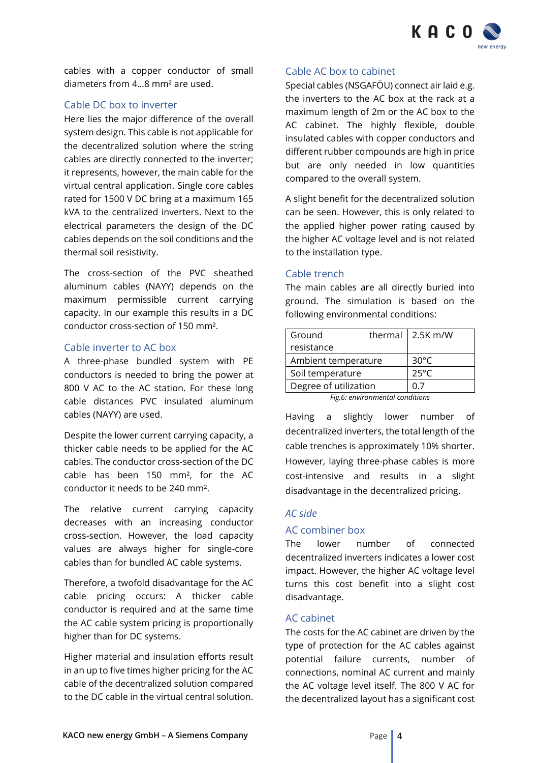cables with a copper conductor of small diameters from 4...8 mm² are used.

### Cable DC box to inverter

Here lies the major difference of the overall system design. This cable is not applicable for the decentralized solution where the string cables are directly connected to the inverter; it represents, however, the main cable for the virtual central application. Single core cables rated for 1500 V DC bring at a maximum 165 kVA to the centralized inverters. Next to the electrical parameters the design of the DC cables depends on the soil conditions and the thermal soil resistivity.

The cross-section of the PVC sheathed aluminum cables (NAYY) depends on the maximum permissible current carrying capacity. In our example this results in a DC conductor cross-section of 150 mm².

### Cable inverter to AC box

A three-phase bundled system with PE conductors is needed to bring the power at 800 V AC to the AC station. For these long cable distances PVC insulated aluminum cables (NAYY) are used.

Despite the lower current carrying capacity, a thicker cable needs to be applied for the AC cables. The conductor cross-section of the DC cable has been 150 mm², for the AC conductor it needs to be 240 mm².

The relative current carrying capacity decreases with an increasing conductor cross-section. However, the load capacity values are always higher for single-core cables than for bundled AC cable systems.

Therefore, a twofold disadvantage for the AC cable pricing occurs: A thicker cable conductor is required and at the same time the AC cable system pricing is proportionally higher than for DC systems.

Higher material and insulation efforts result in an up to five times higher pricing for the AC cable of the decentralized solution compared to the DC cable in the virtual central solution.

### Cable AC box to cabinet

Special cables (NSGAFÖU) connect air laid e.g. the inverters to the AC box at the rack at a maximum length of 2m or the AC box to the AC cabinet. The highly flexible, double insulated cables with copper conductors and different rubber compounds are high in price but are only needed in low quantities compared to the overall system.

A slight benefit for the decentralized solution can be seen. However, this is only related to the applied higher power rating caused by the higher AC voltage level and is not related to the installation type.

### Cable trench

The main cables are all directly buried into ground. The simulation is based on the following environmental conditions:

| Ground thermal resistance | 2.5K m/W |
|---|---|
| Ambient temperature | 30°C |
| Soil temperature | 25°C |
| Degree of utilization | 0.7 |

*Fig.6: environmental conditions*

Having a slightly lower number of decentralized inverters, the total length of the cable trenches is approximately 10% shorter. However, laying three-phase cables is more cost-intensive and results in a slight disadvantage in the decentralized pricing.

## *AC side*

### AC combiner box

The lower number of connected decentralized inverters indicates a lower cost impact. However, the higher AC voltage level turns this cost benefit into a slight cost disadvantage.

### AC cabinet

The costs for the AC cabinet are driven by the type of protection for the AC cables against potential failure currents, number of connections, nominal AC current and mainly the AC voltage level itself. The 800 V AC for the decentralized layout has a significant cost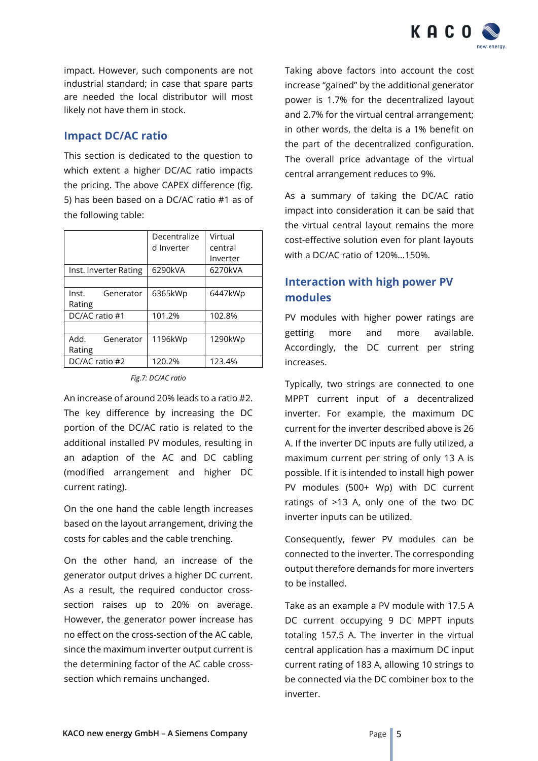impact. However, such components are not industrial standard; in case that spare parts are needed the local distributor will most likely not have them in stock.

## Impact DC/AC ratio

This section is dedicated to the question to which extent a higher DC/AC ratio impacts the pricing. The above CAPEX difference (fig. 5) has been based on a DC/AC ratio #1 as of the following table:

| | Decentralized Inverter | Virtual central Inverter |
|---|---|---|
| Inst. Inverter Rating | 6290kVA | 6270kVA |
| | | |
| Inst. Generator Rating | 6365kWp | 6447kWp |
| DC/AC ratio #1 | 101.2% | 102.8% |
| | | |
| Add. Generator Rating | 1196kWp | 1290kWp |
| DC/AC ratio #2 | 120.2% | 123.4% |

*Fig.7: DC/AC ratio*

An increase of around 20% leads to a ratio #2. The key difference by increasing the DC portion of the DC/AC ratio is related to the additional installed PV modules, resulting in an adaption of the AC and DC cabling (modified arrangement and higher DC current rating).

On the one hand the cable length increases based on the layout arrangement, driving the costs for cables and the cable trenching.

On the other hand, an increase of the generator output drives a higher DC current. As a result, the required conductor cross-section raises up to 20% on average. However, the generator power increase has no effect on the cross-section of the AC cable, since the maximum inverter output current is the determining factor of the AC cable cross-section which remains unchanged.

Taking above factors into account the cost increase "gained" by the additional generator power is 1.7% for the decentralized layout and 2.7% for the virtual central arrangement; in other words, the delta is a 1% benefit on the part of the decentralized configuration. The overall price advantage of the virtual central arrangement reduces to 9%.

As a summary of taking the DC/AC ratio impact into consideration it can be said that the virtual central layout remains the more cost-effective solution even for plant layouts with a DC/AC ratio of 120%...150%.

## Interaction with high power PV modules

PV modules with higher power ratings are getting more and more available. Accordingly, the DC current per string increases.

Typically, two strings are connected to one MPPT current input of a decentralized inverter. For example, the maximum DC current for the inverter described above is 26 A. If the inverter DC inputs are fully utilized, a maximum current per string of only 13 A is possible. If it is intended to install high power PV modules (500+ Wp) with DC current ratings of >13 A, only one of the two DC inverter inputs can be utilized.

Consequently, fewer PV modules can be connected to the inverter. The corresponding output therefore demands for more inverters to be installed.

Take as an example a PV module with 17.5 A DC current occupying 9 DC MPPT inputs totaling 157.5 A. The inverter in the virtual central application has a maximum DC input current rating of 183 A, allowing 10 strings to be connected via the DC combiner box to the inverter.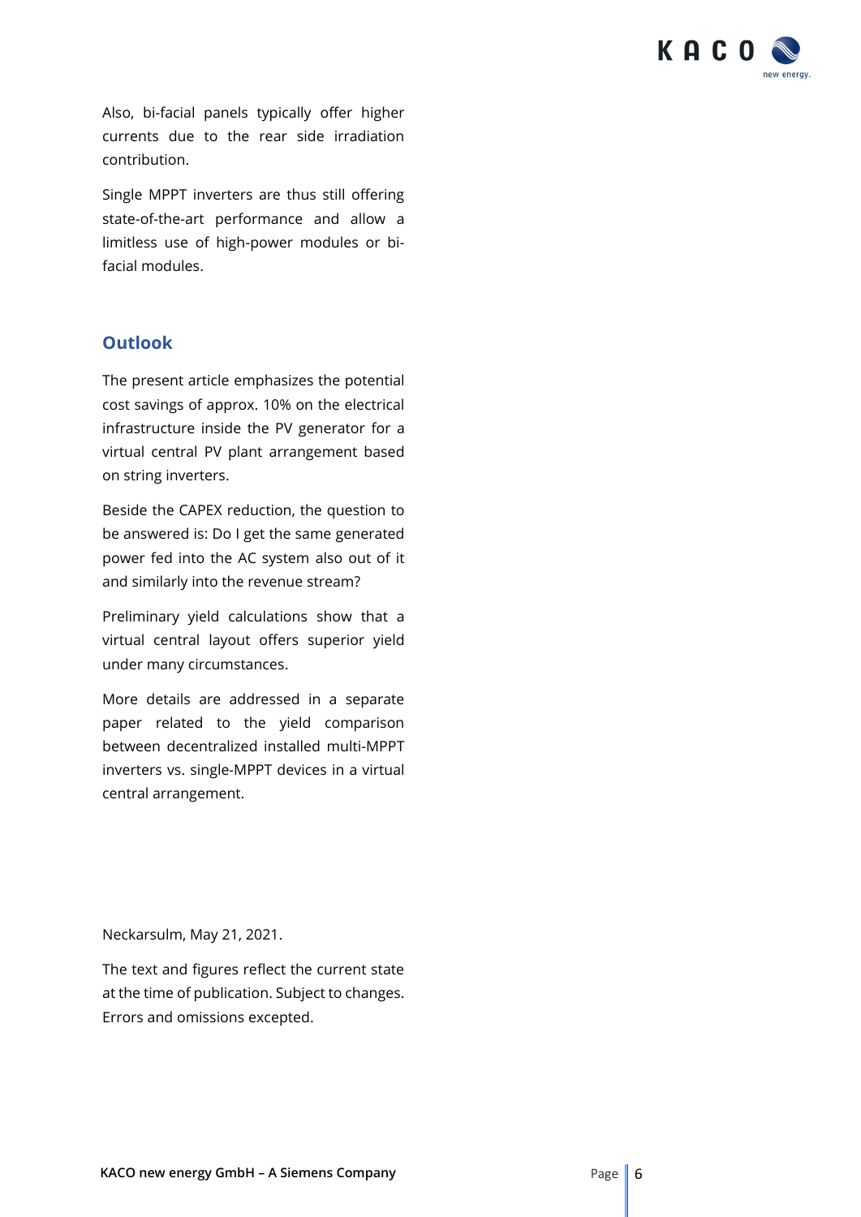Also, bi-facial panels typically offer higher currents due to the rear side irradiation contribution.

Single MPPT inverters are thus still offering state-of-the-art performance and allow a limitless use of high-power modules or bi-facial modules.

## Outlook

The present article emphasizes the potential cost savings of approx. 10% on the electrical infrastructure inside the PV generator for a virtual central PV plant arrangement based on string inverters.

Beside the CAPEX reduction, the question to be answered is: Do I get the same generated power fed into the AC system also out of it and similarly into the revenue stream?

Preliminary yield calculations show that a virtual central layout offers superior yield under many circumstances.

More details are addressed in a separate paper related to the yield comparison between decentralized installed multi-MPPT inverters vs. single-MPPT devices in a virtual central arrangement.

Neckarsulm, May 21, 2021.

The text and figures reflect the current state at the time of publication. Subject to changes. Errors and omissions excepted.